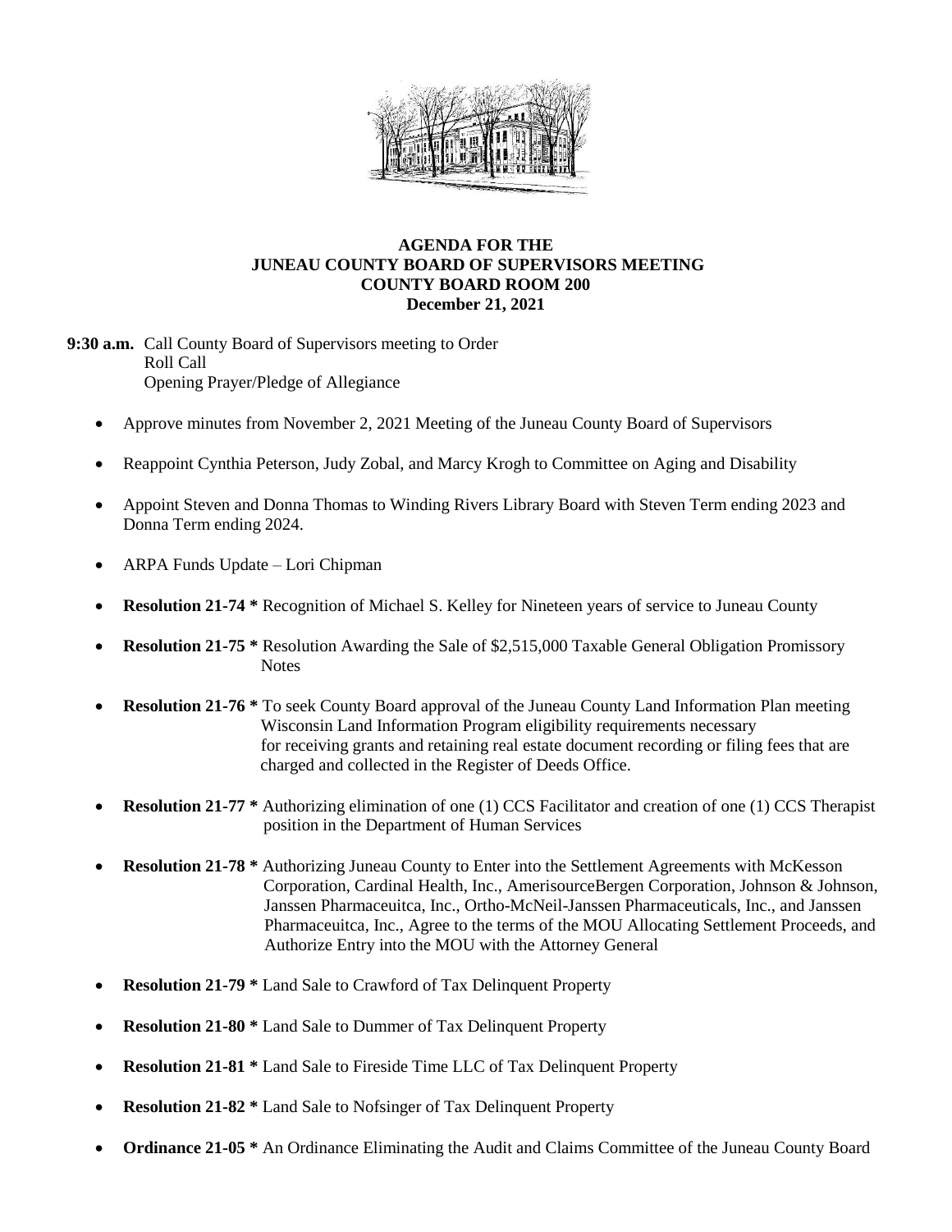# AGENDA FOR THE JUNEAU COUNTY BOARD OF SUPERVISORS MEETING
## COUNTY BOARD ROOM 200
## December 21, 2021

**9:30 a.m.** Call County Board of Supervisors meeting to Order
Roll Call
Opening Prayer/Pledge of Allegiance

- Approve minutes from November 2, 2021 Meeting of the Juneau County Board of Supervisors
- Reappoint Cynthia Peterson, Judy Zobal, and Marcy Krogh to Committee on Aging and Disability
- Appoint Steven and Donna Thomas to Winding Rivers Library Board with Steven Term ending 2023 and Donna Term ending 2024.
- ARPA Funds Update – Lori Chipman
- **Resolution 21-74 *** Recognition of Michael S. Kelley for Nineteen years of service to Juneau County
- **Resolution 21-75 *** Resolution Awarding the Sale of $2,515,000 Taxable General Obligation Promissory Notes
- **Resolution 21-76 *** To seek County Board approval of the Juneau County Land Information Plan meeting Wisconsin Land Information Program eligibility requirements necessary for receiving grants and retaining real estate document recording or filing fees that are charged and collected in the Register of Deeds Office.
- **Resolution 21-77 *** Authorizing elimination of one (1) CCS Facilitator and creation of one (1) CCS Therapist position in the Department of Human Services
- **Resolution 21-78 *** Authorizing Juneau County to Enter into the Settlement Agreements with McKesson Corporation, Cardinal Health, Inc., AmerisourceBergen Corporation, Johnson & Johnson, Janssen Pharmaceuitca, Inc., Ortho-McNeil-Janssen Pharmaceuticals, Inc., and Janssen Pharmaceuitca, Inc., Agree to the terms of the MOU Allocating Settlement Proceeds, and Authorize Entry into the MOU with the Attorney General
- **Resolution 21-79 *** Land Sale to Crawford of Tax Delinquent Property
- **Resolution 21-80 *** Land Sale to Dummer of Tax Delinquent Property
- **Resolution 21-81 *** Land Sale to Fireside Time LLC of Tax Delinquent Property
- **Resolution 21-82 *** Land Sale to Nofsinger of Tax Delinquent Property
- **Ordinance 21-05 *** An Ordinance Eliminating the Audit and Claims Committee of the Juneau County Board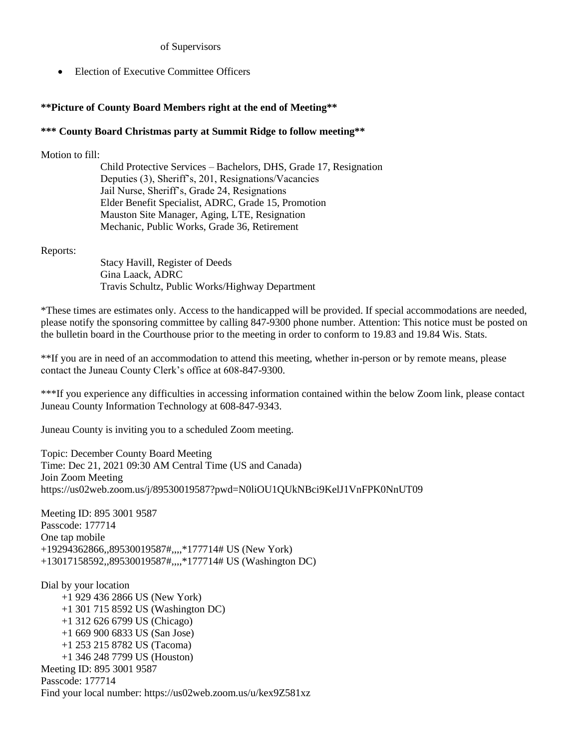of Supervisors

- Election of Executive Committee Officers

**\*\*Picture of County Board Members right at the end of Meeting\*\***

**\*\*\* County Board Christmas party at Summit Ridge to follow meeting\*\***

Motion to fill:

Child Protective Services – Bachelors, DHS, Grade 17, Resignation
Deputies (3), Sheriff's, 201, Resignations/Vacancies
Jail Nurse, Sheriff's, Grade 24, Resignations
Elder Benefit Specialist, ADRC, Grade 15, Promotion
Mauston Site Manager, Aging, LTE, Resignation
Mechanic, Public Works, Grade 36, Retirement

Reports:

Stacy Havill, Register of Deeds
Gina Laack, ADRC
Travis Schultz, Public Works/Highway Department

*These times are estimates only. Access to the handicapped will be provided. If special accommodations are needed, please notify the sponsoring committee by calling 847-9300 phone number. Attention: This notice must be posted on the bulletin board in the Courthouse prior to the meeting in order to conform to 19.83 and 19.84 Wis. Stats.

**If you are in need of an accommodation to attend this meeting, whether in-person or by remote means, please contact the Juneau County Clerk's office at 608-847-9300.

***If you experience any difficulties in accessing information contained within the below Zoom link, please contact Juneau County Information Technology at 608-847-9343.

Juneau County is inviting you to a scheduled Zoom meeting.

Topic: December County Board Meeting
Time: Dec 21, 2021 09:30 AM Central Time (US and Canada)
Join Zoom Meeting
https://us02web.zoom.us/j/89530019587?pwd=N0liOU1QUkNBci9KelJ1VnFPK0NnUT09

Meeting ID: 895 3001 9587
Passcode: 177714
One tap mobile
+19294362866,,89530019587#,,,,*177714# US (New York)
+13017158592,,89530019587#,,,,*177714# US (Washington DC)

Dial by your location
+1 929 436 2866 US (New York)
+1 301 715 8592 US (Washington DC)
+1 312 626 6799 US (Chicago)
+1 669 900 6833 US (San Jose)
+1 253 215 8782 US (Tacoma)
+1 346 248 7799 US (Houston)
Meeting ID: 895 3001 9587
Passcode: 177714
Find your local number: https://us02web.zoom.us/u/kex9Z581xz